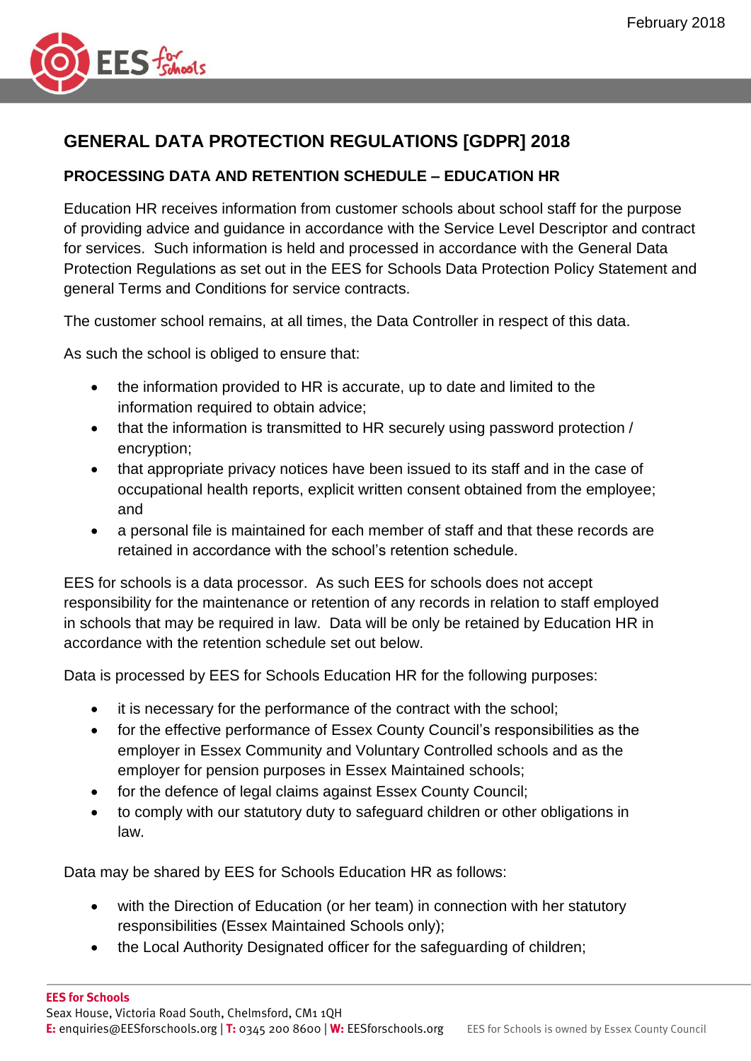# GENERAL DATA PROTECTION REGULATIONS [GDPR] 2018

## PROCESSING DATA AND RETENTION SCHEDULE – EDUCATION HR

Education HR receives information from customer schools about school staff for the purpose of providing advice and guidance in accordance with the Service Level Descriptor and contract for services. Such information is held and processed in accordance with the General Data Protection Regulations as set out in the EES for Schools Data Protection Policy Statement and general Terms and Conditions for service contracts.

The customer school remains, at all times, the Data Controller in respect of this data.

As such the school is obliged to ensure that:

- the information provided to HR is accurate, up to date and limited to the information required to obtain advice;
- that the information is transmitted to HR securely using password protection / encryption;
- that appropriate privacy notices have been issued to its staff and in the case of occupational health reports, explicit written consent obtained from the employee; and
- a personal file is maintained for each member of staff and that these records are retained in accordance with the school's retention schedule.

EES for schools is a data processor. As such EES for schools does not accept responsibility for the maintenance or retention of any records in relation to staff employed in schools that may be required in law. Data will be only be retained by Education HR in accordance with the retention schedule set out below.

Data is processed by EES for Schools Education HR for the following purposes:

- it is necessary for the performance of the contract with the school;
- for the effective performance of Essex County Council's responsibilities as the employer in Essex Community and Voluntary Controlled schools and as the employer for pension purposes in Essex Maintained schools;
- for the defence of legal claims against Essex County Council;
- to comply with our statutory duty to safeguard children or other obligations in law.

Data may be shared by EES for Schools Education HR as follows:

- with the Direction of Education (or her team) in connection with her statutory responsibilities (Essex Maintained Schools only);
- the Local Authority Designated officer for the safeguarding of children;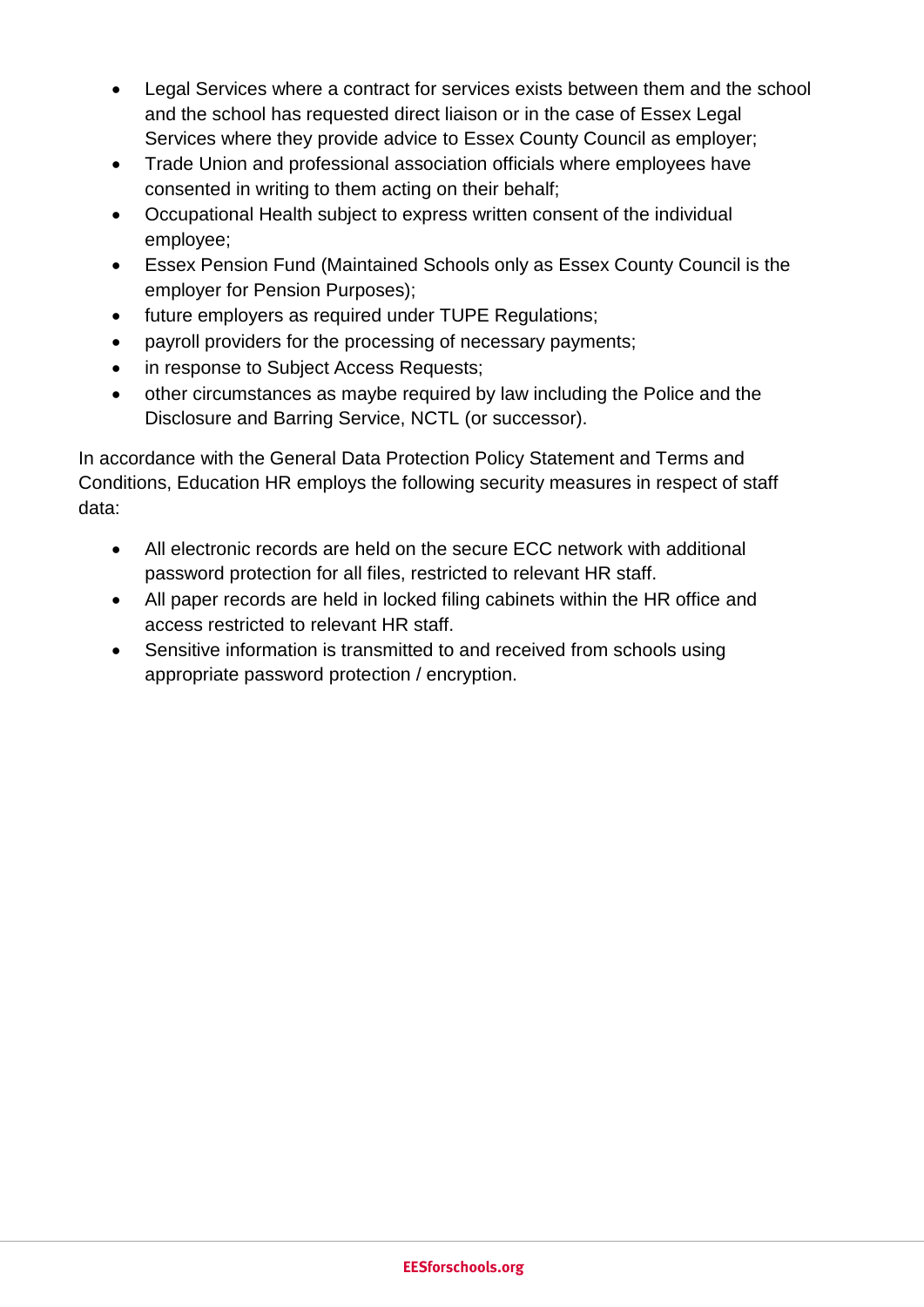- Legal Services where a contract for services exists between them and the school and the school has requested direct liaison or in the case of Essex Legal Services where they provide advice to Essex County Council as employer;
- Trade Union and professional association officials where employees have consented in writing to them acting on their behalf;
- Occupational Health subject to express written consent of the individual employee;
- Essex Pension Fund (Maintained Schools only as Essex County Council is the employer for Pension Purposes);
- future employers as required under TUPE Regulations;
- payroll providers for the processing of necessary payments;
- in response to Subject Access Requests;
- other circumstances as maybe required by law including the Police and the Disclosure and Barring Service, NCTL (or successor).

In accordance with the General Data Protection Policy Statement and Terms and Conditions, Education HR employs the following security measures in respect of staff data:

- All electronic records are held on the secure ECC network with additional password protection for all files, restricted to relevant HR staff.
- All paper records are held in locked filing cabinets within the HR office and access restricted to relevant HR staff.
- Sensitive information is transmitted to and received from schools using appropriate password protection / encryption.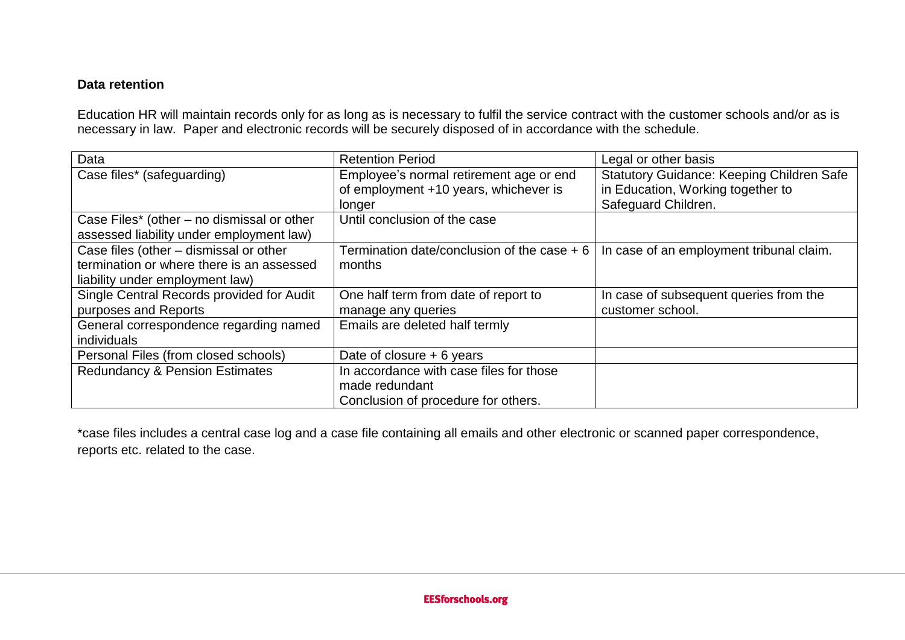**Data retention**

Education HR will maintain records only for as long as is necessary to fulfil the service contract with the customer schools and/or as is necessary in law. Paper and electronic records will be securely disposed of in accordance with the schedule.

| Data | Retention Period | Legal or other basis |
|---|---|---|
| Case files* (safeguarding) | Employee's normal retirement age or end of employment +10 years, whichever is longer | Statutory Guidance: Keeping Children Safe in Education, Working together to Safeguard Children. |
| Case Files* (other – no dismissal or other assessed liability under employment law) | Until conclusion of the case | |
| Case files (other – dismissal or other termination or where there is an assessed liability under employment law) | Termination date/conclusion of the case + 6 months | In case of an employment tribunal claim. |
| Single Central Records provided for Audit purposes and Reports | One half term from date of report to manage any queries | In case of subsequent queries from the customer school. |
| General correspondence regarding named individuals | Emails are deleted half termly | |
| Personal Files (from closed schools) | Date of closure + 6 years | |
| Redundancy & Pension Estimates | In accordance with case files for those made redundant<br>Conclusion of procedure for others. | |

*case files includes a central case log and a case file containing all emails and other electronic or scanned paper correspondence, reports etc. related to the case.